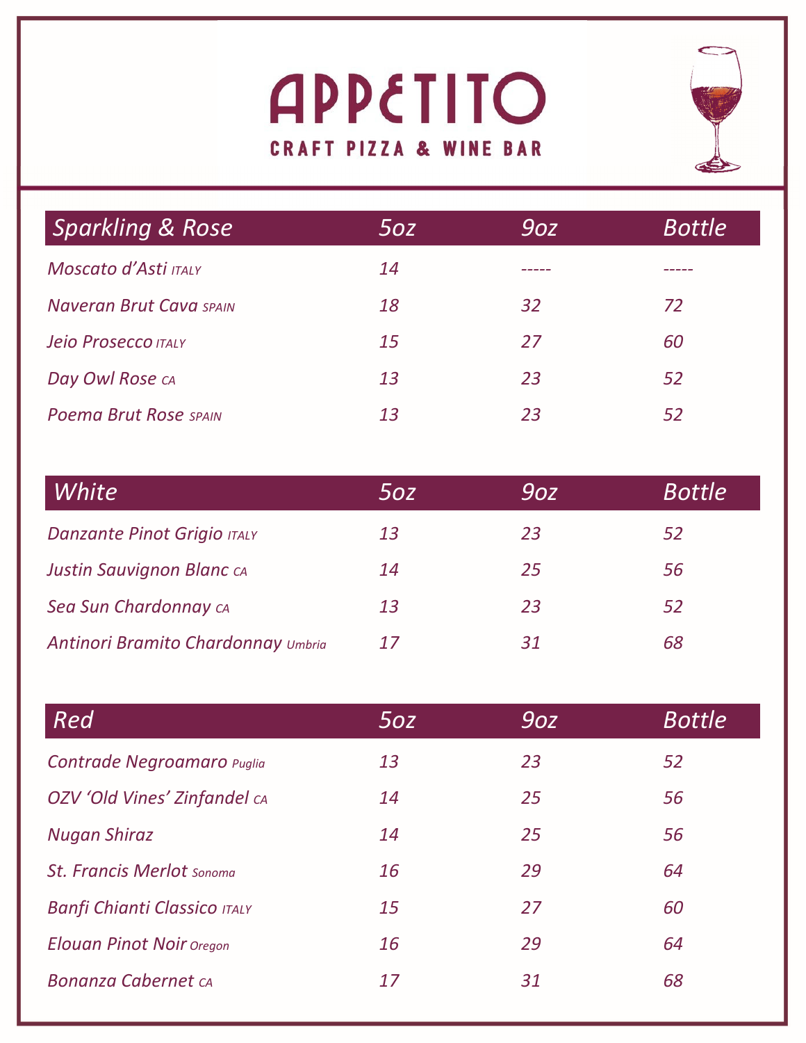# APPETITO

## CRAFT PIZZA & WINE BAR

| Sparkling & Rose | 5oz | 9oz | Bottle |
|---|---|---|---|
| Moscato d'Asti ITALY | 14 | ----- | ----- |
| Naveran Brut Cava SPAIN | 18 | 32 | 72 |
| Jeio Prosecco ITALY | 15 | 27 | 60 |
| Day Owl Rose CA | 13 | 23 | 52 |
| Poema Brut Rose SPAIN | 13 | 23 | 52 |

| White | 5oz | 9oz | Bottle |
|---|---|---|---|
| Danzante Pinot Grigio ITALY | 13 | 23 | 52 |
| Justin Sauvignon Blanc CA | 14 | 25 | 56 |
| Sea Sun Chardonnay CA | 13 | 23 | 52 |
| Antinori Bramito Chardonnay Umbria | 17 | 31 | 68 |

| Red | 5oz | 9oz | Bottle |
|---|---|---|---|
| Contrade Negroamaro Puglia | 13 | 23 | 52 |
| OZV 'Old Vines' Zinfandel CA | 14 | 25 | 56 |
| Nugan Shiraz | 14 | 25 | 56 |
| St. Francis Merlot Sonoma | 16 | 29 | 64 |
| Banfi Chianti Classico ITALY | 15 | 27 | 60 |
| Elouan Pinot Noir Oregon | 16 | 29 | 64 |
| Bonanza Cabernet CA | 17 | 31 | 68 |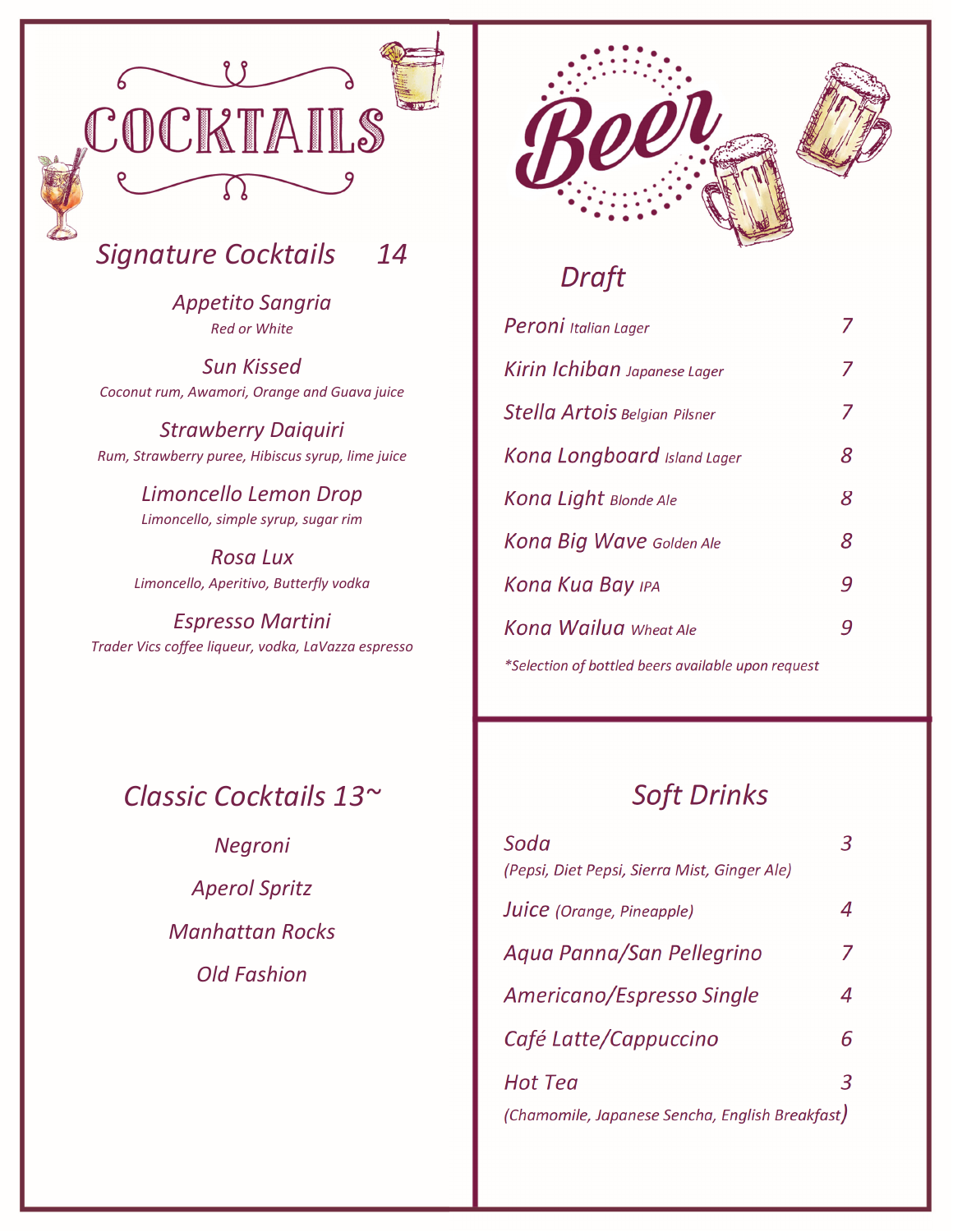# COCKTAILS

## Signature Cocktails 14

*Appetito Sangria*
*Red or White*

*Sun Kissed*
*Coconut rum, Awamori, Orange and Guava juice*

*Strawberry Daiquiri*
*Rum, Strawberry puree, Hibiscus syrup, lime juice*

*Limoncello Lemon Drop*
*Limoncello, simple syrup, sugar rim*

*Rosa Lux*
*Limoncello, Aperitivo, Butterfly vodka*

*Espresso Martini*
*Trader Vics coffee liqueur, vodka, LaVazza espresso*

## Classic Cocktails 13~

*Negroni*

*Aperol Spritz*

*Manhattan Rocks*

*Old Fashion*

# Beer

## Draft

| | |
|---|---|
| *Peroni* Italian Lager | 7 |
| *Kirin Ichiban* Japanese Lager | 7 |
| *Stella Artois* Belgian Pilsner | 7 |
| *Kona Longboard* Island Lager | 8 |
| *Kona Light* Blonde Ale | 8 |
| *Kona Big Wave* Golden Ale | 8 |
| *Kona Kua Bay* IPA | 9 |
| *Kona Wailua* Wheat Ale | 9 |

**Selection of bottled beers available upon request*

## Soft Drinks

| | |
|---|---|
| *Soda* (Pepsi, Diet Pepsi, Sierra Mist, Ginger Ale) | 3 |
| *Juice* (Orange, Pineapple) | 4 |
| *Aqua Panna/San Pellegrino* | 7 |
| *Americano/Espresso Single* | 4 |
| *Café Latte/Cappuccino* | 6 |
| *Hot Tea* (Chamomile, Japanese Sencha, English Breakfast) | 3 |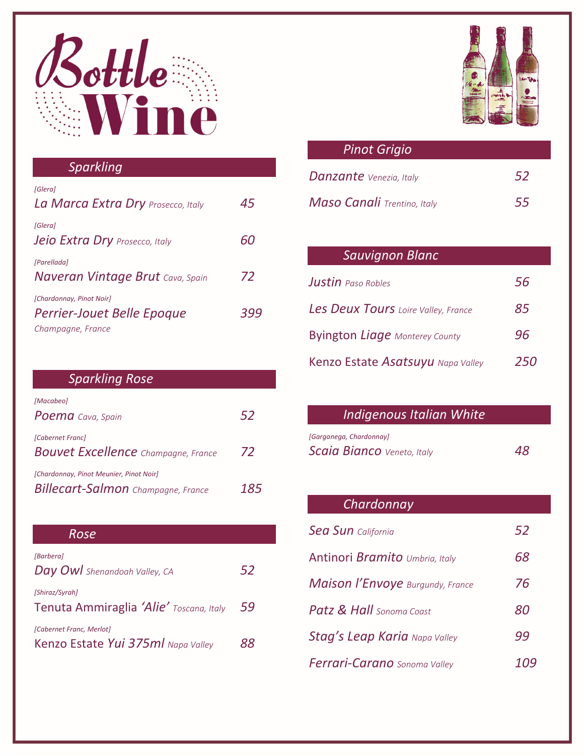# Bottle Wine

## Sparkling

[Glera]
*La Marca Extra Dry* *Prosecco, Italy* — *45*

[Glera]
*Jeio Extra Dry* *Prosecco, Italy* — *60*

[Parellada]
*Naveran Vintage Brut* *Cava, Spain* — *72*

[Chardonnay, Pinot Noir]
*Perrier-Jouet Belle Epoque* — *399*
*Champagne, France*

## Sparkling Rose

[Macabeo]
*Poema* *Cava, Spain* — *52*

[Cabernet Franc]
*Bouvet Excellence* *Champagne, France* — *72*

[Chardonnay, Pinot Meunier, Pinot Noir]
*Billecart-Salmon* *Champagne, France* — *185*

## Rose

[Barbera]
*Day Owl* *Shenandoah Valley, CA* — *52*

[Shiraz/Syrah]
Tenuta Ammiraglia *'Alie'* *Toscana, Italy* — *59*

[Cabernet Franc, Merlot]
Kenzo Estate *Yui 375ml* *Napa Valley* — *88*

## Pinot Grigio

*Danzante* *Venezia, Italy* — *52*

*Maso Canali* *Trentino, Italy* — *55*

## Sauvignon Blanc

*Justin* *Paso Robles* — *56*

*Les Deux Tours* *Loire Valley, France* — *85*

Byington *Liage* *Monterey County* — *96*

Kenzo Estate *Asatsuyu* *Napa Valley* — *250*

## Indigenous Italian White

[Garganega, Chardonnay]
*Scaia Bianco* *Veneto, Italy* — *48*

## Chardonnay

*Sea Sun* *California* — *52*

Antinori *Bramito* *Umbria, Italy* — *68*

*Maison l'Envoye* *Burgundy, France* — *76*

*Patz & Hall* *Sonoma Coast* — *80*

*Stag's Leap Karia* *Napa Valley* — *99*

*Ferrari-Carano* *Sonoma Valley* — *109*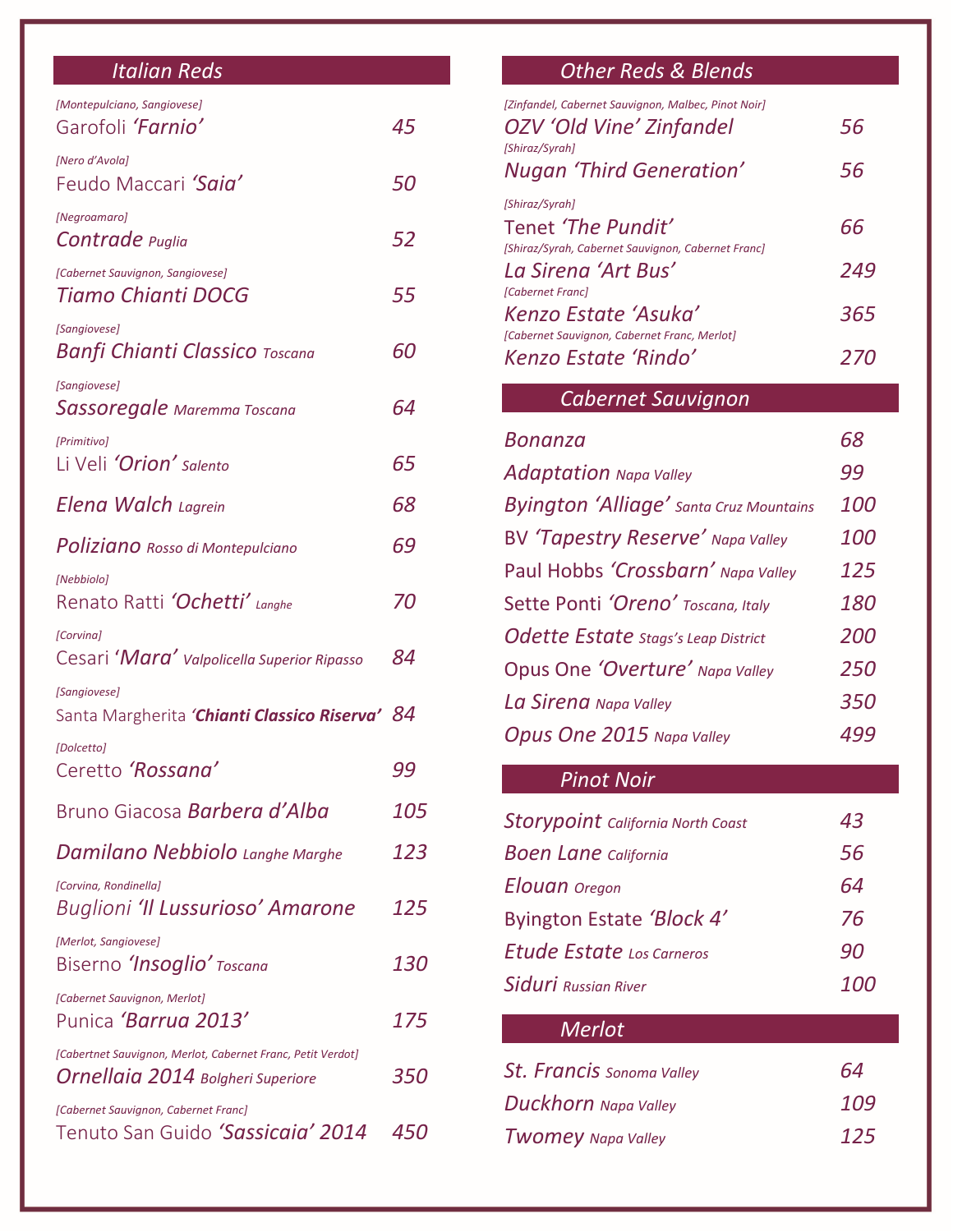## *Italian Reds*

*[Montepulciano, Sangiovese]*
Garofoli *'Farnio'* — 45

*[Nero d'Avola]*
Feudo Maccari *'Saia'* — 50

*[Negroamaro]*
*Contrade Puglia* — 52

*[Cabernet Sauvignon, Sangiovese]*
*Tiamo Chianti DOCG* — 55

*[Sangiovese]*
*Banfi Chianti Classico Toscana* — 60

*[Sangiovese]*
*Sassoregale Maremma Toscana* — 64

*[Primitivo]*
Li Veli *'Orion' Salento* — 65

*Elena Walch Lagrein* — 68

*Poliziano Rosso di Montepulciano* — 69

*[Nebbiolo]*
Renato Ratti *'Ochetti' Langhe* — 70

*[Corvina]*
Cesari *'Mara' Valpolicella Superior Ripasso* — 84

*[Sangiovese]*
Santa Margherita *'**Chianti Classico Riserva**'* — 84

*[Dolcetto]*
Ceretto *'Rossana'* — 99

Bruno Giacosa *Barbera d'Alba* — 105

*Damilano Nebbiolo Langhe Marghe* — 123

*[Corvina, Rondinella]*
*Buglioni 'Il Lussurioso' Amarone* — 125

*[Merlot, Sangiovese]*
Biserno *'Insoglio' Toscana* — 130

*[Cabernet Sauvignon, Merlot]*
Punica *'Barrua 2013'* — 175

*[Cabertnet Sauvignon, Merlot, Cabernet Franc, Petit Verdot]*
*Ornellaia 2014 Bolgheri Superiore* — 350

*[Cabernet Sauvignon, Cabernet Franc]*
Tenuto San Guido *'Sassicaia' 2014* — 450

## *Other Reds & Blends*

*[Zinfandel, Cabernet Sauvignon, Malbec, Pinot Noir]*
*OZV 'Old Vine' Zinfandel* — 56

*[Shiraz/Syrah]*
*Nugan 'Third Generation'* — 56

*[Shiraz/Syrah]*
Tenet *'The Pundit'* — 66

*[Shiraz/Syrah, Cabernet Sauvignon, Cabernet Franc]*
*La Sirena 'Art Bus'* — 249

*[Cabernet Franc]*
*Kenzo Estate 'Asuka'* — 365

*[Cabernet Sauvignon, Cabernet Franc, Merlot]*
*Kenzo Estate 'Rindo'* — 270

## *Cabernet Sauvignon*

*Bonanza* — 68

*Adaptation Napa Valley* — 99

*Byington 'Alliage' Santa Cruz Mountains* — 100

BV *'Tapestry Reserve' Napa Valley* — 100

Paul Hobbs *'Crossbarn' Napa Valley* — 125

Sette Ponti *'Oreno' Toscana, Italy* — 180

*Odette Estate Stags's Leap District* — 200

Opus One *'Overture' Napa Valley* — 250

*La Sirena Napa Valley* — 350

*Opus One 2015 Napa Valley* — 499

## *Pinot Noir*

*Storypoint California North Coast* — 43

*Boen Lane California* — 56

*Elouan Oregon* — 64

Byington Estate *'Block 4'* — 76

*Etude Estate Los Carneros* — 90

*Siduri Russian River* — 100

## *Merlot*

*St. Francis Sonoma Valley* — 64

*Duckhorn Napa Valley* — 109

*Twomey Napa Valley* — 125